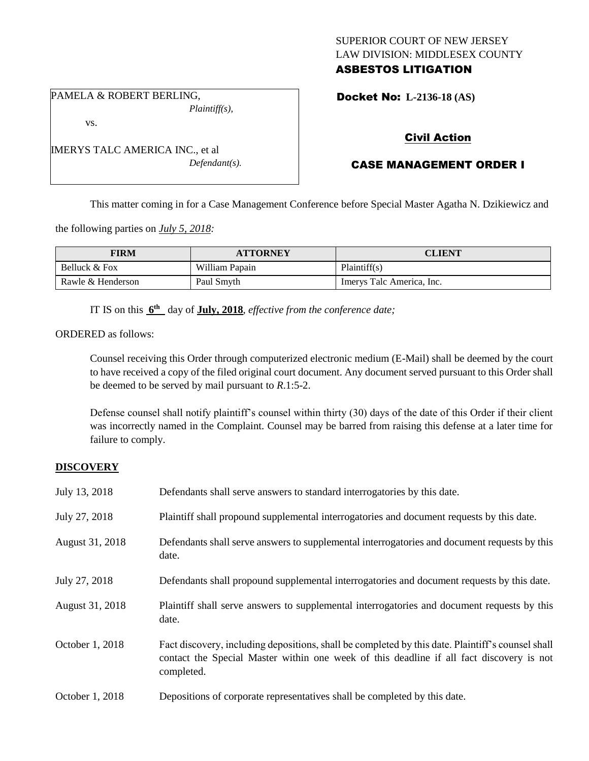SUPERIOR COURT OF NEW JERSEY
LAW DIVISION: MIDDLESEX COUNTY
**ASBESTOS LITIGATION**

PAMELA & ROBERT BERLING,
*Plaintiff(s),*

vs.

IMERYS TALC AMERICA INC., et al
*Defendant(s).*

**Docket No: L-2136-18 (AS)**

## Civil Action

## CASE MANAGEMENT ORDER I

This matter coming in for a Case Management Conference before Special Master Agatha N. Dzikiewicz and the following parties on *July 5, 2018:*

| FIRM | ATTORNEY | CLIENT |
|---|---|---|
| Belluck & Fox | William Papain | Plaintiff(s) |
| Rawle & Henderson | Paul Smyth | Imerys Talc America, Inc. |

IT IS on this **6th** day of **July, 2018**, *effective from the conference date;*

ORDERED as follows:

Counsel receiving this Order through computerized electronic medium (E-Mail) shall be deemed by the court to have received a copy of the filed original court document. Any document served pursuant to this Order shall be deemed to be served by mail pursuant to *R*.1:5-2.

Defense counsel shall notify plaintiff's counsel within thirty (30) days of the date of this Order if their client was incorrectly named in the Complaint. Counsel may be barred from raising this defense at a later time for failure to comply.

## DISCOVERY

| | |
|---|---|
| July 13, 2018 | Defendants shall serve answers to standard interrogatories by this date. |
| July 27, 2018 | Plaintiff shall propound supplemental interrogatories and document requests by this date. |
| August 31, 2018 | Defendants shall serve answers to supplemental interrogatories and document requests by this date. |
| July 27, 2018 | Defendants shall propound supplemental interrogatories and document requests by this date. |
| August 31, 2018 | Plaintiff shall serve answers to supplemental interrogatories and document requests by this date. |
| October 1, 2018 | Fact discovery, including depositions, shall be completed by this date. Plaintiff's counsel shall contact the Special Master within one week of this deadline if all fact discovery is not completed. |
| October 1, 2018 | Depositions of corporate representatives shall be completed by this date. |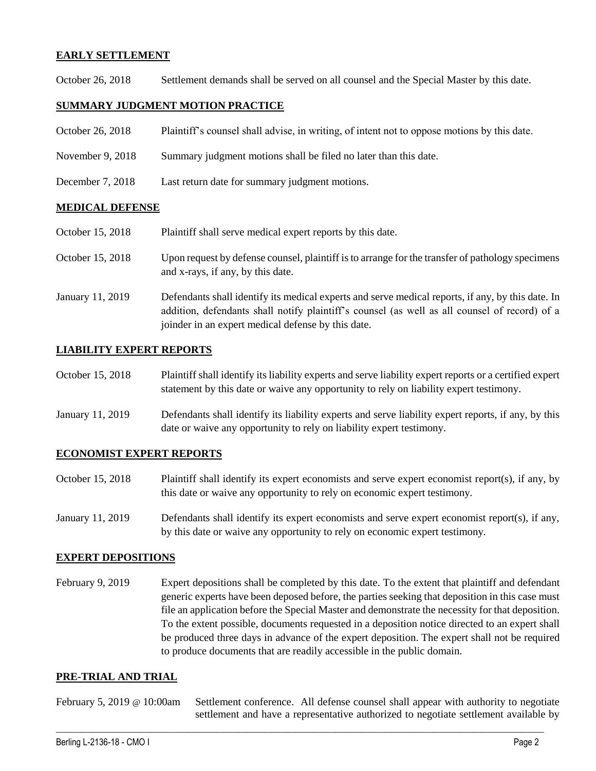### EARLY SETTLEMENT

October 26, 2018 Settlement demands shall be served on all counsel and the Special Master by this date.

### SUMMARY JUDGMENT MOTION PRACTICE

October 26, 2018 Plaintiff's counsel shall advise, in writing, of intent not to oppose motions by this date.

November 9, 2018 Summary judgment motions shall be filed no later than this date.

December 7, 2018 Last return date for summary judgment motions.

### MEDICAL DEFENSE

October 15, 2018 Plaintiff shall serve medical expert reports by this date.

October 15, 2018 Upon request by defense counsel, plaintiff is to arrange for the transfer of pathology specimens and x-rays, if any, by this date.

January 11, 2019 Defendants shall identify its medical experts and serve medical reports, if any, by this date. In addition, defendants shall notify plaintiff's counsel (as well as all counsel of record) of a joinder in an expert medical defense by this date.

### LIABILITY EXPERT REPORTS

October 15, 2018 Plaintiff shall identify its liability experts and serve liability expert reports or a certified expert statement by this date or waive any opportunity to rely on liability expert testimony.

January 11, 2019 Defendants shall identify its liability experts and serve liability expert reports, if any, by this date or waive any opportunity to rely on liability expert testimony.

### ECONOMIST EXPERT REPORTS

October 15, 2018 Plaintiff shall identify its expert economists and serve expert economist report(s), if any, by this date or waive any opportunity to rely on economic expert testimony.

January 11, 2019 Defendants shall identify its expert economists and serve expert economist report(s), if any, by this date or waive any opportunity to rely on economic expert testimony.

### EXPERT DEPOSITIONS

February 9, 2019 Expert depositions shall be completed by this date. To the extent that plaintiff and defendant generic experts have been deposed before, the parties seeking that deposition in this case must file an application before the Special Master and demonstrate the necessity for that deposition. To the extent possible, documents requested in a deposition notice directed to an expert shall be produced three days in advance of the expert deposition. The expert shall not be required to produce documents that are readily accessible in the public domain.

### PRE-TRIAL AND TRIAL

February 5, 2019 @ 10:00am Settlement conference. All defense counsel shall appear with authority to negotiate settlement and have a representative authorized to negotiate settlement available by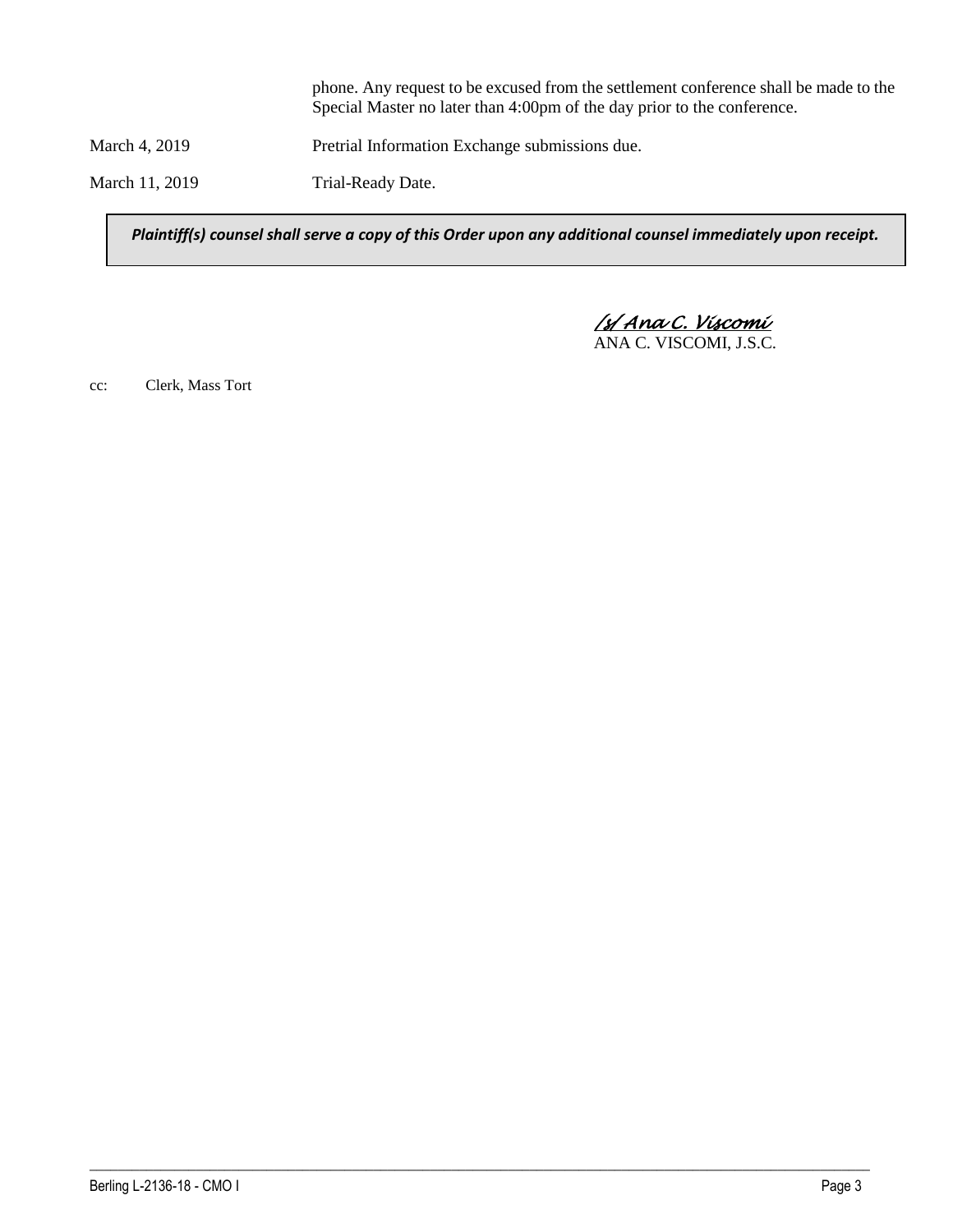phone. Any request to be excused from the settlement conference shall be made to the Special Master no later than 4:00pm of the day prior to the conference.

| | |
|---|---|
| March 4, 2019 | Pretrial Information Exchange submissions due. |
| March 11, 2019 | Trial-Ready Date. |

***Plaintiff(s) counsel shall serve a copy of this Order upon any additional counsel immediately upon receipt.***

/s/ Ana C. Viscomi
ANA C. VISCOMI, J.S.C.

cc: Clerk, Mass Tort